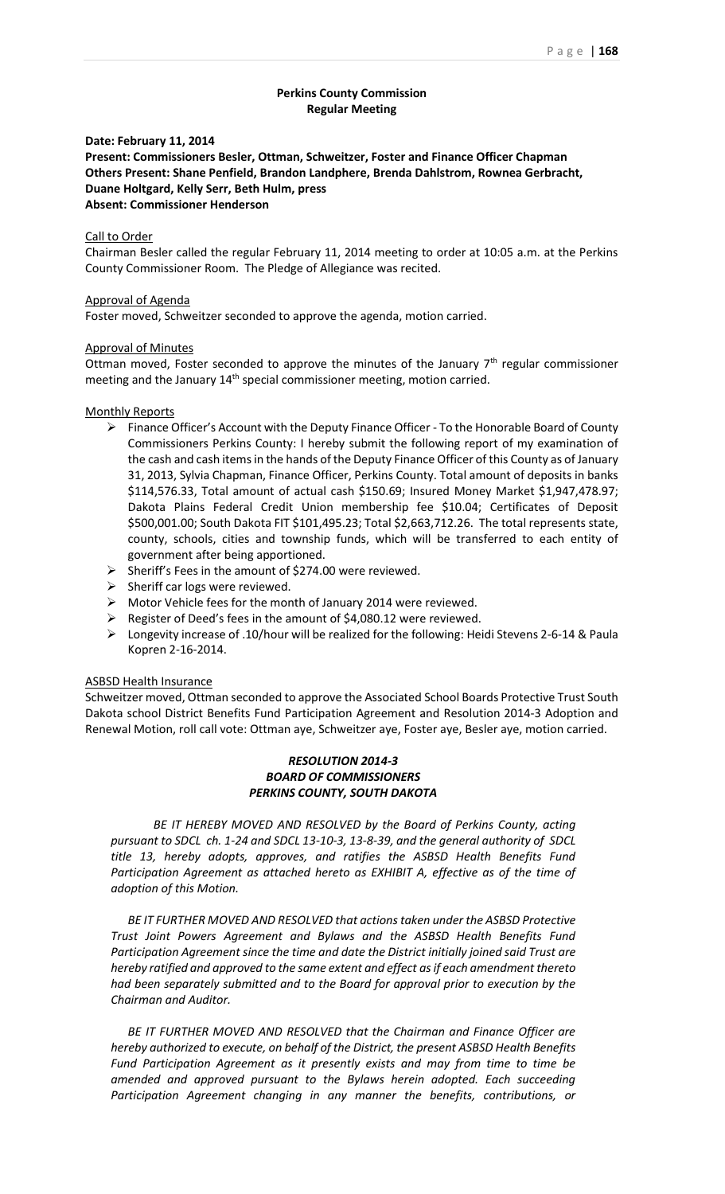## Perkins County Commission
## Regular Meeting

**Date: February 11, 2014**
**Present: Commissioners Besler, Ottman, Schweitzer, Foster and Finance Officer Chapman**
**Others Present: Shane Penfield, Brandon Landphere, Brenda Dahlstrom, Rownea Gerbracht, Duane Holtgard, Kelly Serr, Beth Hulm, press**
**Absent: Commissioner Henderson**

Call to Order

Chairman Besler called the regular February 11, 2014 meeting to order at 10:05 a.m. at the Perkins County Commissioner Room. The Pledge of Allegiance was recited.

Approval of Agenda

Foster moved, Schweitzer seconded to approve the agenda, motion carried.

Approval of Minutes

Ottman moved, Foster seconded to approve the minutes of the January 7th regular commissioner meeting and the January 14th special commissioner meeting, motion carried.

Monthly Reports

- Finance Officer's Account with the Deputy Finance Officer - To the Honorable Board of County Commissioners Perkins County: I hereby submit the following report of my examination of the cash and cash items in the hands of the Deputy Finance Officer of this County as of January 31, 2013, Sylvia Chapman, Finance Officer, Perkins County. Total amount of deposits in banks $114,576.33, Total amount of actual cash $150.69; Insured Money Market $1,947,478.97; Dakota Plains Federal Credit Union membership fee $10.04; Certificates of Deposit $500,001.00; South Dakota FIT $101,495.23; Total $2,663,712.26. The total represents state, county, schools, cities and township funds, which will be transferred to each entity of government after being apportioned.
- Sheriff's Fees in the amount of $274.00 were reviewed.
- Sheriff car logs were reviewed.
- Motor Vehicle fees for the month of January 2014 were reviewed.
- Register of Deed's fees in the amount of $4,080.12 were reviewed.
- Longevity increase of .10/hour will be realized for the following: Heidi Stevens 2-6-14 & Paula Kopren 2-16-2014.

ASBSD Health Insurance

Schweitzer moved, Ottman seconded to approve the Associated School Boards Protective Trust South Dakota school District Benefits Fund Participation Agreement and Resolution 2014-3 Adoption and Renewal Motion, roll call vote: Ottman aye, Schweitzer aye, Foster aye, Besler aye, motion carried.

***RESOLUTION 2014-3***
***BOARD OF COMMISSIONERS***
***PERKINS COUNTY, SOUTH DAKOTA***

*BE IT HEREBY MOVED AND RESOLVED by the Board of Perkins County, acting pursuant to SDCL ch. 1-24 and SDCL 13-10-3, 13-8-39, and the general authority of SDCL title 13, hereby adopts, approves, and ratifies the ASBSD Health Benefits Fund Participation Agreement as attached hereto as EXHIBIT A, effective as of the time of adoption of this Motion.*

*BE IT FURTHER MOVED AND RESOLVED that actions taken under the ASBSD Protective Trust Joint Powers Agreement and Bylaws and the ASBSD Health Benefits Fund Participation Agreement since the time and date the District initially joined said Trust are hereby ratified and approved to the same extent and effect as if each amendment thereto had been separately submitted and to the Board for approval prior to execution by the Chairman and Auditor.*

*BE IT FURTHER MOVED AND RESOLVED that the Chairman and Finance Officer are hereby authorized to execute, on behalf of the District, the present ASBSD Health Benefits Fund Participation Agreement as it presently exists and may from time to time be amended and approved pursuant to the Bylaws herein adopted. Each succeeding Participation Agreement changing in any manner the benefits, contributions, or*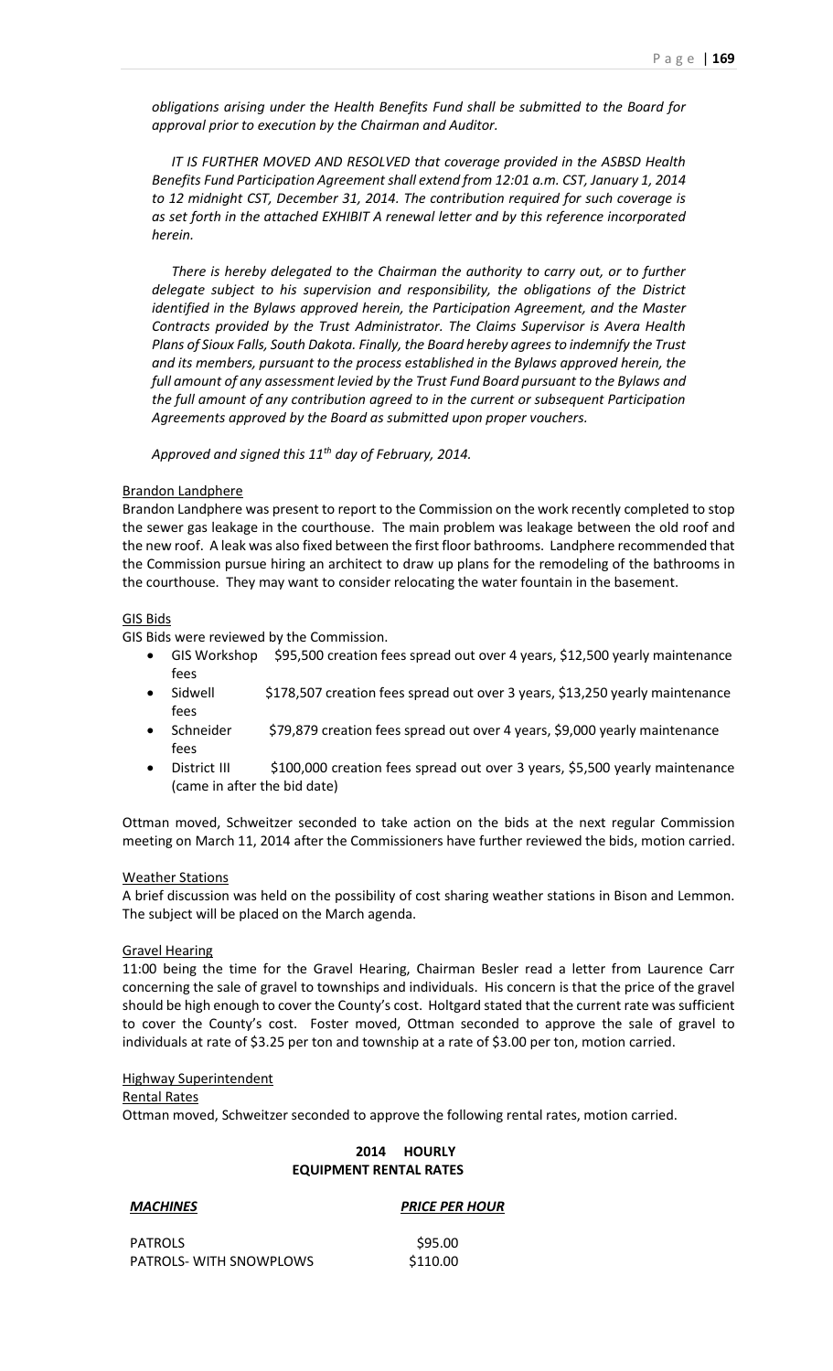*obligations arising under the Health Benefits Fund shall be submitted to the Board for approval prior to execution by the Chairman and Auditor.*

*IT IS FURTHER MOVED AND RESOLVED that coverage provided in the ASBSD Health Benefits Fund Participation Agreement shall extend from 12:01 a.m. CST, January 1, 2014 to 12 midnight CST, December 31, 2014. The contribution required for such coverage is as set forth in the attached EXHIBIT A renewal letter and by this reference incorporated herein.*

*There is hereby delegated to the Chairman the authority to carry out, or to further delegate subject to his supervision and responsibility, the obligations of the District identified in the Bylaws approved herein, the Participation Agreement, and the Master Contracts provided by the Trust Administrator. The Claims Supervisor is Avera Health Plans of Sioux Falls, South Dakota. Finally, the Board hereby agrees to indemnify the Trust and its members, pursuant to the process established in the Bylaws approved herein, the full amount of any assessment levied by the Trust Fund Board pursuant to the Bylaws and the full amount of any contribution agreed to in the current or subsequent Participation Agreements approved by the Board as submitted upon proper vouchers.*

*Approved and signed this 11th day of February, 2014.*

Brandon Landphere

Brandon Landphere was present to report to the Commission on the work recently completed to stop the sewer gas leakage in the courthouse. The main problem was leakage between the old roof and the new roof. A leak was also fixed between the first floor bathrooms. Landphere recommended that the Commission pursue hiring an architect to draw up plans for the remodeling of the bathrooms in the courthouse. They may want to consider relocating the water fountain in the basement.

GIS Bids

GIS Bids were reviewed by the Commission.

- GIS Workshop $95,500 creation fees spread out over 4 years, $12,500 yearly maintenance fees
- Sidwell $178,507 creation fees spread out over 3 years, $13,250 yearly maintenance fees
- Schneider $79,879 creation fees spread out over 4 years, $9,000 yearly maintenance fees
- District III $100,000 creation fees spread out over 3 years, $5,500 yearly maintenance (came in after the bid date)

Ottman moved, Schweitzer seconded to take action on the bids at the next regular Commission meeting on March 11, 2014 after the Commissioners have further reviewed the bids, motion carried.

Weather Stations

A brief discussion was held on the possibility of cost sharing weather stations in Bison and Lemmon. The subject will be placed on the March agenda.

Gravel Hearing

11:00 being the time for the Gravel Hearing, Chairman Besler read a letter from Laurence Carr concerning the sale of gravel to townships and individuals. His concern is that the price of the gravel should be high enough to cover the County's cost. Holtgard stated that the current rate was sufficient to cover the County's cost. Foster moved, Ottman seconded to approve the sale of gravel to individuals at rate of $3.25 per ton and township at a rate of $3.00 per ton, motion carried.

Highway Superintendent

Rental Rates

Ottman moved, Schweitzer seconded to approve the following rental rates, motion carried.

**2014 HOURLY**
**EQUIPMENT RENTAL RATES**

| ***MACHINES*** | ***PRICE PER HOUR*** |
|---|---|
| PATROLS | $95.00 |
| PATROLS- WITH SNOWPLOWS | $110.00 |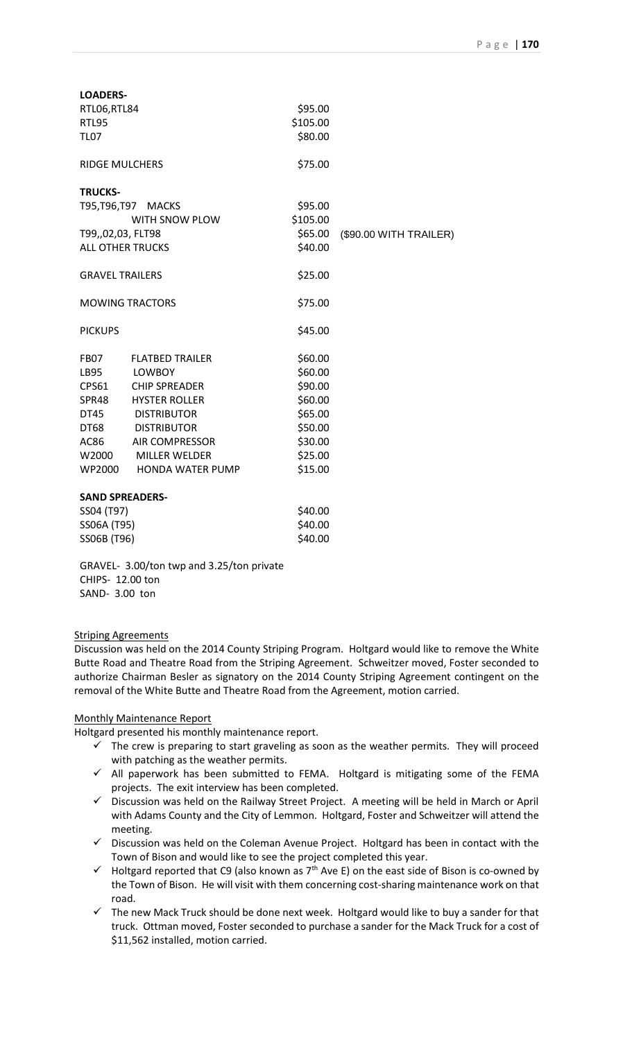**LOADERS-**

| | | |
|---|---|---|
| RTL06,RTL84 | $95.00 | |
| RTL95 | $105.00 | |
| TL07 | $80.00 | |
| RIDGE MULCHERS | $75.00 | |
| **TRUCKS-** | | |
| T95,T96,T97 MACKS | $95.00 | |
| WITH SNOW PLOW | $105.00 | |
| T99,,02,03, FLT98 | $65.00 | ($90.00 WITH TRAILER) |
| ALL OTHER TRUCKS | $40.00 | |
| GRAVEL TRAILERS | $25.00 | |
| MOWING TRACTORS | $75.00 | |
| PICKUPS | $45.00 | |
| FB07 FLATBED TRAILER | $60.00 | |
| LB95 LOWBOY | $60.00 | |
| CPS61 CHIP SPREADER | $90.00 | |
| SPR48 HYSTER ROLLER | $60.00 | |
| DT45 DISTRIBUTOR | $65.00 | |
| DT68 DISTRIBUTOR | $50.00 | |
| AC86 AIR COMPRESSOR | $30.00 | |
| W2000 MILLER WELDER | $25.00 | |
| WP2000 HONDA WATER PUMP | $15.00 | |

**SAND SPREADERS-**

| | |
|---|---|
| SS04 (T97) | $40.00 |
| SS06A (T95) | $40.00 |
| SS06B (T96) | $40.00 |

GRAVEL- 3.00/ton twp and 3.25/ton private
CHIPS- 12.00 ton
SAND- 3.00 ton

Striping Agreements

Discussion was held on the 2014 County Striping Program. Holtgard would like to remove the White Butte Road and Theatre Road from the Striping Agreement. Schweitzer moved, Foster seconded to authorize Chairman Besler as signatory on the 2014 County Striping Agreement contingent on the removal of the White Butte and Theatre Road from the Agreement, motion carried.

Monthly Maintenance Report

Holtgard presented his monthly maintenance report.

- ✓ The crew is preparing to start graveling as soon as the weather permits. They will proceed with patching as the weather permits.
- ✓ All paperwork has been submitted to FEMA. Holtgard is mitigating some of the FEMA projects. The exit interview has been completed.
- ✓ Discussion was held on the Railway Street Project. A meeting will be held in March or April with Adams County and the City of Lemmon. Holtgard, Foster and Schweitzer will attend the meeting.
- ✓ Discussion was held on the Coleman Avenue Project. Holtgard has been in contact with the Town of Bison and would like to see the project completed this year.
- ✓ Holtgard reported that C9 (also known as 7th Ave E) on the east side of Bison is co-owned by the Town of Bison. He will visit with them concerning cost-sharing maintenance work on that road.
- ✓ The new Mack Truck should be done next week. Holtgard would like to buy a sander for that truck. Ottman moved, Foster seconded to purchase a sander for the Mack Truck for a cost of $11,562 installed, motion carried.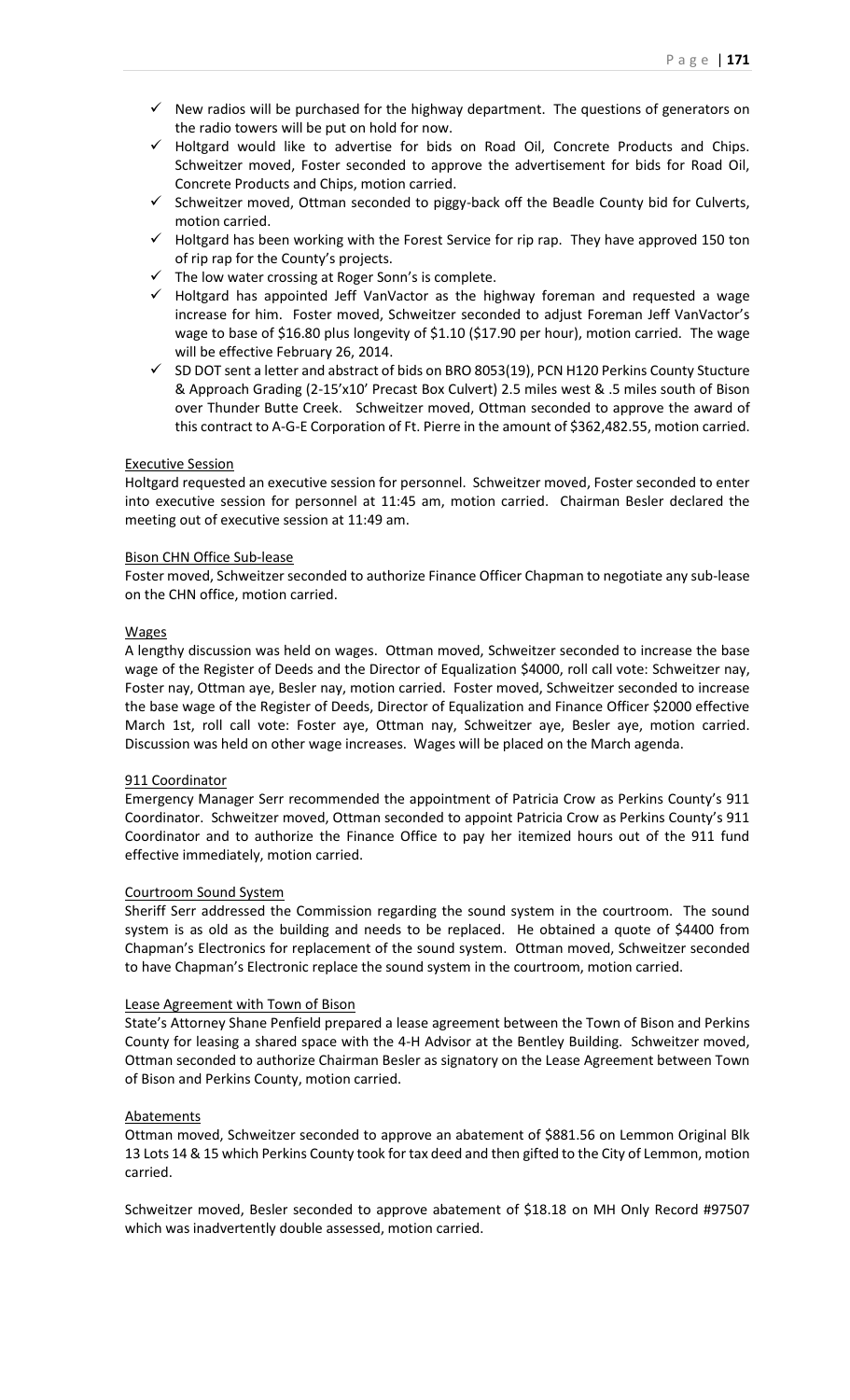- ✓ New radios will be purchased for the highway department. The questions of generators on the radio towers will be put on hold for now.
- ✓ Holtgard would like to advertise for bids on Road Oil, Concrete Products and Chips. Schweitzer moved, Foster seconded to approve the advertisement for bids for Road Oil, Concrete Products and Chips, motion carried.
- ✓ Schweitzer moved, Ottman seconded to piggy-back off the Beadle County bid for Culverts, motion carried.
- ✓ Holtgard has been working with the Forest Service for rip rap. They have approved 150 ton of rip rap for the County's projects.
- ✓ The low water crossing at Roger Sonn's is complete.
- ✓ Holtgard has appointed Jeff VanVactor as the highway foreman and requested a wage increase for him. Foster moved, Schweitzer seconded to adjust Foreman Jeff VanVactor's wage to base of $16.80 plus longevity of $1.10 ($17.90 per hour), motion carried. The wage will be effective February 26, 2014.
- ✓ SD DOT sent a letter and abstract of bids on BRO 8053(19), PCN H120 Perkins County Stucture & Approach Grading (2-15'x10' Precast Box Culvert) 2.5 miles west & .5 miles south of Bison over Thunder Butte Creek. Schweitzer moved, Ottman seconded to approve the award of this contract to A-G-E Corporation of Ft. Pierre in the amount of $362,482.55, motion carried.

Executive Session

Holtgard requested an executive session for personnel. Schweitzer moved, Foster seconded to enter into executive session for personnel at 11:45 am, motion carried. Chairman Besler declared the meeting out of executive session at 11:49 am.

Bison CHN Office Sub-lease

Foster moved, Schweitzer seconded to authorize Finance Officer Chapman to negotiate any sub-lease on the CHN office, motion carried.

Wages

A lengthy discussion was held on wages. Ottman moved, Schweitzer seconded to increase the base wage of the Register of Deeds and the Director of Equalization $4000, roll call vote: Schweitzer nay, Foster nay, Ottman aye, Besler nay, motion carried. Foster moved, Schweitzer seconded to increase the base wage of the Register of Deeds, Director of Equalization and Finance Officer $2000 effective March 1st, roll call vote: Foster aye, Ottman nay, Schweitzer aye, Besler aye, motion carried. Discussion was held on other wage increases. Wages will be placed on the March agenda.

911 Coordinator

Emergency Manager Serr recommended the appointment of Patricia Crow as Perkins County's 911 Coordinator. Schweitzer moved, Ottman seconded to appoint Patricia Crow as Perkins County's 911 Coordinator and to authorize the Finance Office to pay her itemized hours out of the 911 fund effective immediately, motion carried.

Courtroom Sound System

Sheriff Serr addressed the Commission regarding the sound system in the courtroom. The sound system is as old as the building and needs to be replaced. He obtained a quote of $4400 from Chapman's Electronics for replacement of the sound system. Ottman moved, Schweitzer seconded to have Chapman's Electronic replace the sound system in the courtroom, motion carried.

Lease Agreement with Town of Bison

State's Attorney Shane Penfield prepared a lease agreement between the Town of Bison and Perkins County for leasing a shared space with the 4-H Advisor at the Bentley Building. Schweitzer moved, Ottman seconded to authorize Chairman Besler as signatory on the Lease Agreement between Town of Bison and Perkins County, motion carried.

Abatements

Ottman moved, Schweitzer seconded to approve an abatement of $881.56 on Lemmon Original Blk 13 Lots 14 & 15 which Perkins County took for tax deed and then gifted to the City of Lemmon, motion carried.

Schweitzer moved, Besler seconded to approve abatement of $18.18 on MH Only Record #97507 which was inadvertently double assessed, motion carried.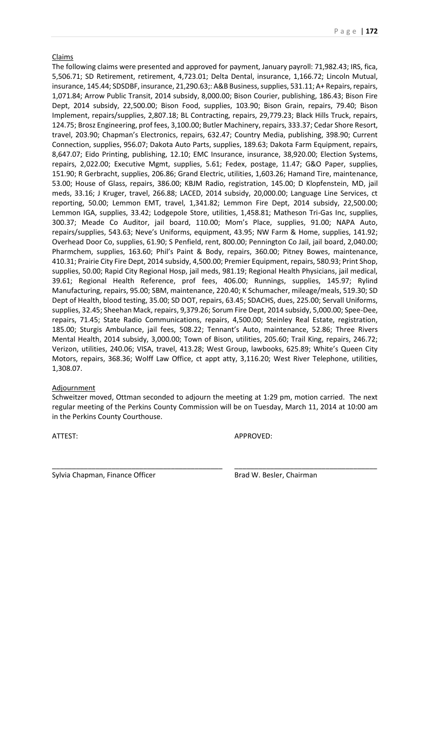Claims

The following claims were presented and approved for payment, January payroll: 71,982.43; IRS, fica, 5,506.71; SD Retirement, retirement, 4,723.01; Delta Dental, insurance, 1,166.72; Lincoln Mutual, insurance, 145.44; SDSDBF, insurance, 21,290.63;: A&B Business, supplies, 531.11; A+ Repairs, repairs, 1,071.84; Arrow Public Transit, 2014 subsidy, 8,000.00; Bison Courier, publishing, 186.43; Bison Fire Dept, 2014 subsidy, 22,500.00; Bison Food, supplies, 103.90; Bison Grain, repairs, 79.40; Bison Implement, repairs/supplies, 2,807.18; BL Contracting, repairs, 29,779.23; Black Hills Truck, repairs, 124.75; Brosz Engineering, prof fees, 3,100.00; Butler Machinery, repairs, 333.37; Cedar Shore Resort, travel, 203.90; Chapman's Electronics, repairs, 632.47; Country Media, publishing, 398.90; Current Connection, supplies, 956.07; Dakota Auto Parts, supplies, 189.63; Dakota Farm Equipment, repairs, 8,647.07; Eido Printing, publishing, 12.10; EMC Insurance, insurance, 38,920.00; Election Systems, repairs, 2,022.00; Executive Mgmt, supplies, 5.61; Fedex, postage, 11.47; G&O Paper, supplies, 151.90; R Gerbracht, supplies, 206.86; Grand Electric, utilities, 1,603.26; Hamand Tire, maintenance, 53.00; House of Glass, repairs, 386.00; KBJM Radio, registration, 145.00; D Klopfenstein, MD, jail meds, 33.16; J Kruger, travel, 266.88; LACED, 2014 subsidy, 20,000.00; Language Line Services, ct reporting, 50.00; Lemmon EMT, travel, 1,341.82; Lemmon Fire Dept, 2014 subsidy, 22,500.00; Lemmon IGA, supplies, 33.42; Lodgepole Store, utilities, 1,458.81; Matheson Tri-Gas Inc, supplies, 300.37; Meade Co Auditor, jail board, 110.00; Mom's Place, supplies, 91.00; NAPA Auto, repairs/supplies, 543.63; Neve's Uniforms, equipment, 43.95; NW Farm & Home, supplies, 141.92; Overhead Door Co, supplies, 61.90; S Penfield, rent, 800.00; Pennington Co Jail, jail board, 2,040.00; Pharmchem, supplies, 163.60; Phil's Paint & Body, repairs, 360.00; Pitney Bowes, maintenance, 410.31; Prairie City Fire Dept, 2014 subsidy, 4,500.00; Premier Equipment, repairs, 580.93; Print Shop, supplies, 50.00; Rapid City Regional Hosp, jail meds, 981.19; Regional Health Physicians, jail medical, 39.61; Regional Health Reference, prof fees, 406.00; Runnings, supplies, 145.97; Rylind Manufacturing, repairs, 95.00; SBM, maintenance, 220.40; K Schumacher, mileage/meals, 519.30; SD Dept of Health, blood testing, 35.00; SD DOT, repairs, 63.45; SDACHS, dues, 225.00; Servall Uniforms, supplies, 32.45; Sheehan Mack, repairs, 9,379.26; Sorum Fire Dept, 2014 subsidy, 5,000.00; Spee-Dee, repairs, 71.45; State Radio Communications, repairs, 4,500.00; Steinley Real Estate, registration, 185.00; Sturgis Ambulance, jail fees, 508.22; Tennant's Auto, maintenance, 52.86; Three Rivers Mental Health, 2014 subsidy, 3,000.00; Town of Bison, utilities, 205.60; Trail King, repairs, 246.72; Verizon, utilities, 240.06; VISA, travel, 413.28; West Group, lawbooks, 625.89; White's Queen City Motors, repairs, 368.36; Wolff Law Office, ct appt atty, 3,116.20; West River Telephone, utilities, 1,308.07.

Adjournment

Schweitzer moved, Ottman seconded to adjourn the meeting at 1:29 pm, motion carried. The next regular meeting of the Perkins County Commission will be on Tuesday, March 11, 2014 at 10:00 am in the Perkins County Courthouse.

ATTEST: APPROVED:

\_\_\_\_\_\_\_\_\_\_\_\_\_\_\_\_\_\_\_\_\_\_\_\_\_\_\_\_\_\_\_\_\_\_\_\_\_\_\_\_ \_\_\_\_\_\_\_\_\_\_\_\_\_\_\_\_\_\_\_\_\_\_\_\_\_\_\_\_\_\_\_\_\_\_\_\_

Sylvia Chapman, Finance Officer Brad W. Besler, Chairman